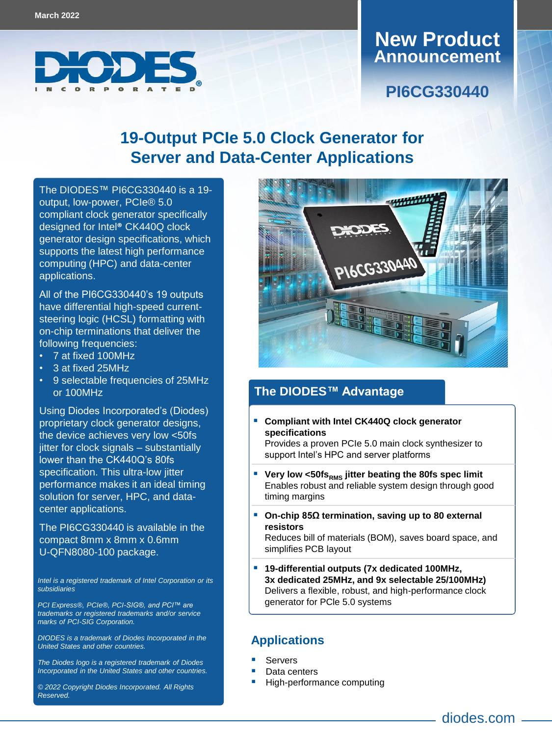March 2022

# New Product Announcement

## PI6CG330440

# 19-Output PCIe 5.0 Clock Generator for Server and Data-Center Applications

The DIODES™ PI6CG330440 is a 19-output, low-power, PCIe® 5.0 compliant clock generator specifically designed for Intel® CK440Q clock generator design specifications, which supports the latest high performance computing (HPC) and data-center applications.

All of the PI6CG330440's 19 outputs have differential high-speed current-steering logic (HCSL) formatting with on-chip terminations that deliver the following frequencies:

- 7 at fixed 100MHz
- 3 at fixed 25MHz
- 9 selectable frequencies of 25MHz or 100MHz

Using Diodes Incorporated's (Diodes) proprietary clock generator designs, the device achieves very low <50fs jitter for clock signals – substantially lower than the CK440Q's 80fs specification. This ultra-low jitter performance makes it an ideal timing solution for server, HPC, and data-center applications.

The PI6CG330440 is available in the compact 8mm x 8mm x 0.6mm U-QFN8080-100 package.

*Intel is a registered trademark of Intel Corporation or its subsidiaries*

*PCI Express®, PCIe®, PCI-SIG®, and PCI™ are trademarks or registered trademarks and/or service marks of PCI-SIG Corporation.*

*DIODES is a trademark of Diodes Incorporated in the United States and other countries.*

*The Diodes logo is a registered trademark of Diodes Incorporated in the United States and other countries.*

*© 2022 Copyright Diodes Incorporated. All Rights Reserved.*

## The DIODES™ Advantage

- **Compliant with Intel CK440Q clock generator specifications**
  Provides a proven PCIe 5.0 main clock synthesizer to support Intel's HPC and server platforms
- **Very low <50fs$_{RMS}$ jitter beating the 80fs spec limit**
  Enables robust and reliable system design through good timing margins
- **On-chip 85Ω termination, saving up to 80 external resistors**
  Reduces bill of materials (BOM), saves board space, and simplifies PCB layout
- **19-differential outputs (7x dedicated 100MHz, 3x dedicated 25MHz, and 9x selectable 25/100MHz)**
  Delivers a flexible, robust, and high-performance clock generator for PCIe 5.0 systems

## Applications

- Servers
- Data centers
- High-performance computing

diodes.com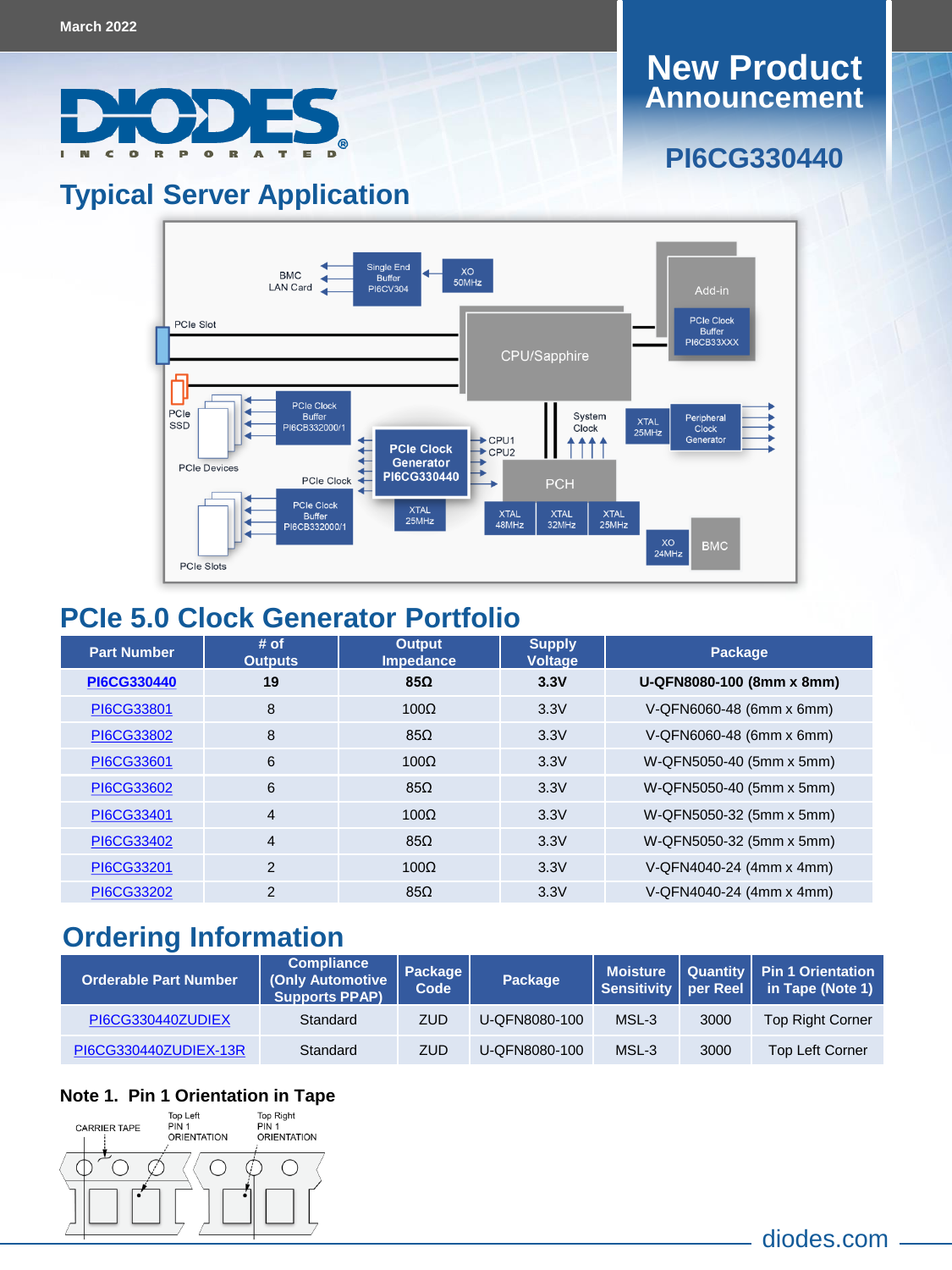March 2022

# New Product Announcement

## PI6CG330440

## Typical Server Application

BMC
LAN Card
Single End Buffer PI6CV304
XO 50MHz
Add-in
PCIe Clock Buffer PI6CB33XXX
PCIe Slot
CPU/Sapphire
PCIe SSD
PCIe Clock Buffer PI6CB332000/1
PCIe Clock Generator PI6CG330440
CPU1
CPU2
System Clock
XTAL 25MHz
Peripheral Clock Generator
PCIe Devices
PCIe Clock
PCH
XTAL 25MHz
PCIe Clock Buffer PI6CB332000/1
XTAL 48MHz
XTAL 32MHz
XTAL 25MHz
XO 24MHz
BMC
PCIe Slots

## PCIe 5.0 Clock Generator Portfolio

| Part Number | # of Outputs | Output Impedance | Supply Voltage | Package |
|---|---|---|---|---|
| **PI6CG330440** | **19** | **85Ω** | **3.3V** | **U-QFN8080-100 (8mm x 8mm)** |
| PI6CG33801 | 8 | 100Ω | 3.3V | V-QFN6060-48 (6mm x 6mm) |
| PI6CG33802 | 8 | 85Ω | 3.3V | V-QFN6060-48 (6mm x 6mm) |
| PI6CG33601 | 6 | 100Ω | 3.3V | W-QFN5050-40 (5mm x 5mm) |
| PI6CG33602 | 6 | 85Ω | 3.3V | W-QFN5050-40 (5mm x 5mm) |
| PI6CG33401 | 4 | 100Ω | 3.3V | W-QFN5050-32 (5mm x 5mm) |
| PI6CG33402 | 4 | 85Ω | 3.3V | W-QFN5050-32 (5mm x 5mm) |
| PI6CG33201 | 2 | 100Ω | 3.3V | V-QFN4040-24 (4mm x 4mm) |
| PI6CG33202 | 2 | 85Ω | 3.3V | V-QFN4040-24 (4mm x 4mm) |

## Ordering Information

| Orderable Part Number | Compliance (Only Automotive Supports PPAP) | Package Code | Package | Moisture Sensitivity | Quantity per Reel | Pin 1 Orientation in Tape (Note 1) |
|---|---|---|---|---|---|---|
| PI6CG330440ZUDIEX | Standard | ZUD | U-QFN8080-100 | MSL-3 | 3000 | Top Right Corner |
| PI6CG330440ZUDIEX-13R | Standard | ZUD | U-QFN8080-100 | MSL-3 | 3000 | Top Left Corner |

### Note 1. Pin 1 Orientation in Tape

CARRIER TAPE
Top Left PIN 1 ORIENTATION
Top Right PIN 1 ORIENTATION

diodes.com